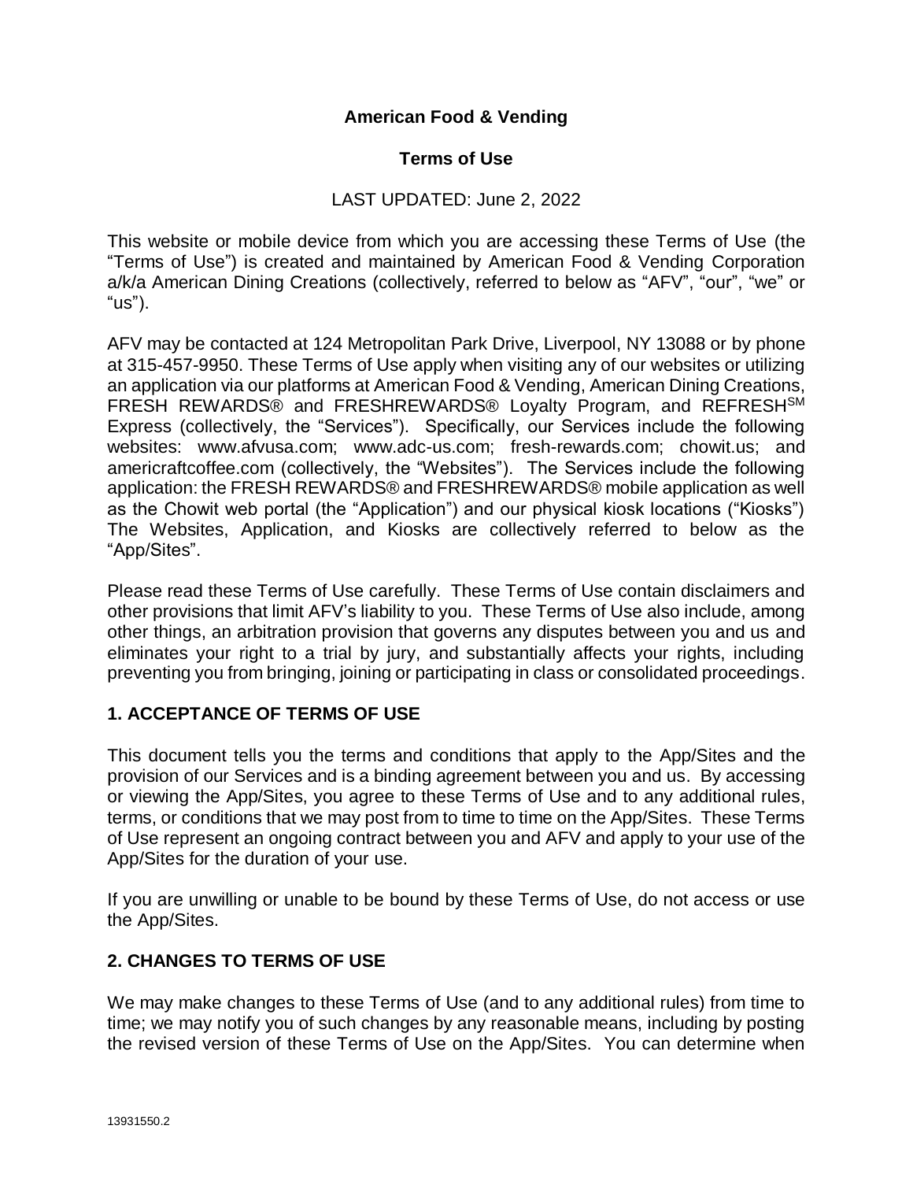# American Food & Vending

## Terms of Use

LAST UPDATED: June 2, 2022

This website or mobile device from which you are accessing these Terms of Use (the "Terms of Use") is created and maintained by American Food & Vending Corporation a/k/a American Dining Creations (collectively, referred to below as "AFV", "our", "we" or "us").

AFV may be contacted at 124 Metropolitan Park Drive, Liverpool, NY 13088 or by phone at 315-457-9950. These Terms of Use apply when visiting any of our websites or utilizing an application via our platforms at American Food & Vending, American Dining Creations, FRESH REWARDS® and FRESHREWARDS® Loyalty Program, and REFRESH℠ Express (collectively, the "Services"). Specifically, our Services include the following websites: www.afvusa.com; www.adc-us.com; fresh-rewards.com; chowit.us; and americraftcoffee.com (collectively, the "Websites"). The Services include the following application: the FRESH REWARDS® and FRESHREWARDS® mobile application as well as the Chowit web portal (the "Application") and our physical kiosk locations ("Kiosks") The Websites, Application, and Kiosks are collectively referred to below as the "App/Sites".

Please read these Terms of Use carefully. These Terms of Use contain disclaimers and other provisions that limit AFV's liability to you. These Terms of Use also include, among other things, an arbitration provision that governs any disputes between you and us and eliminates your right to a trial by jury, and substantially affects your rights, including preventing you from bringing, joining or participating in class or consolidated proceedings.

## 1. ACCEPTANCE OF TERMS OF USE

This document tells you the terms and conditions that apply to the App/Sites and the provision of our Services and is a binding agreement between you and us. By accessing or viewing the App/Sites, you agree to these Terms of Use and to any additional rules, terms, or conditions that we may post from to time to time on the App/Sites. These Terms of Use represent an ongoing contract between you and AFV and apply to your use of the App/Sites for the duration of your use.

If you are unwilling or unable to be bound by these Terms of Use, do not access or use the App/Sites.

## 2. CHANGES TO TERMS OF USE

We may make changes to these Terms of Use (and to any additional rules) from time to time; we may notify you of such changes by any reasonable means, including by posting the revised version of these Terms of Use on the App/Sites. You can determine when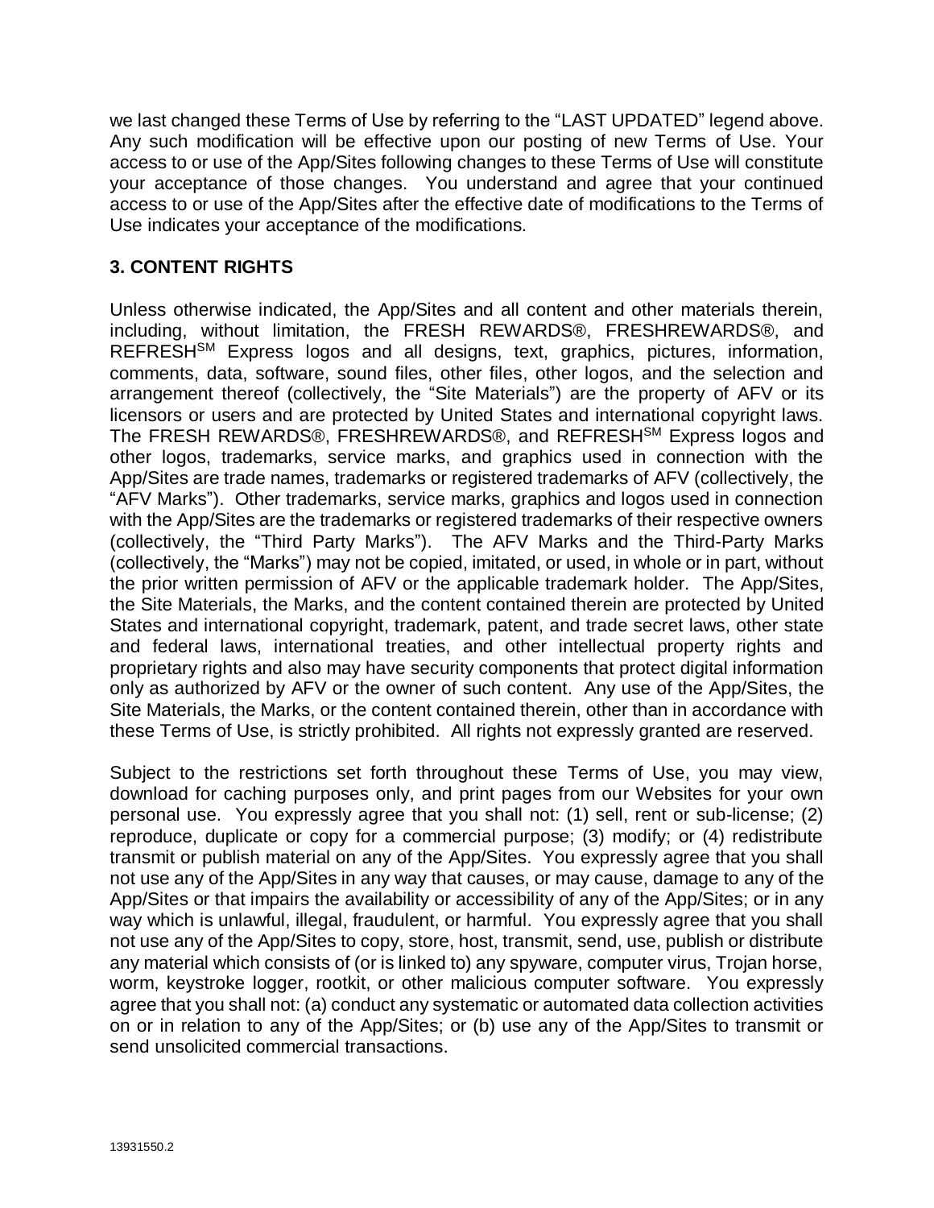we last changed these Terms of Use by referring to the "LAST UPDATED" legend above. Any such modification will be effective upon our posting of new Terms of Use. Your access to or use of the App/Sites following changes to these Terms of Use will constitute your acceptance of those changes. You understand and agree that your continued access to or use of the App/Sites after the effective date of modifications to the Terms of Use indicates your acceptance of the modifications.

### 3. CONTENT RIGHTS

Unless otherwise indicated, the App/Sites and all content and other materials therein, including, without limitation, the FRESH REWARDS®, FRESHREWARDS®, and REFRESH℠ Express logos and all designs, text, graphics, pictures, information, comments, data, software, sound files, other files, other logos, and the selection and arrangement thereof (collectively, the "Site Materials") are the property of AFV or its licensors or users and are protected by United States and international copyright laws. The FRESH REWARDS®, FRESHREWARDS®, and REFRESH℠ Express logos and other logos, trademarks, service marks, and graphics used in connection with the App/Sites are trade names, trademarks or registered trademarks of AFV (collectively, the "AFV Marks"). Other trademarks, service marks, graphics and logos used in connection with the App/Sites are the trademarks or registered trademarks of their respective owners (collectively, the "Third Party Marks"). The AFV Marks and the Third-Party Marks (collectively, the "Marks") may not be copied, imitated, or used, in whole or in part, without the prior written permission of AFV or the applicable trademark holder. The App/Sites, the Site Materials, the Marks, and the content contained therein are protected by United States and international copyright, trademark, patent, and trade secret laws, other state and federal laws, international treaties, and other intellectual property rights and proprietary rights and also may have security components that protect digital information only as authorized by AFV or the owner of such content. Any use of the App/Sites, the Site Materials, the Marks, or the content contained therein, other than in accordance with these Terms of Use, is strictly prohibited. All rights not expressly granted are reserved.

Subject to the restrictions set forth throughout these Terms of Use, you may view, download for caching purposes only, and print pages from our Websites for your own personal use. You expressly agree that you shall not: (1) sell, rent or sub-license; (2) reproduce, duplicate or copy for a commercial purpose; (3) modify; or (4) redistribute transmit or publish material on any of the App/Sites. You expressly agree that you shall not use any of the App/Sites in any way that causes, or may cause, damage to any of the App/Sites or that impairs the availability or accessibility of any of the App/Sites; or in any way which is unlawful, illegal, fraudulent, or harmful. You expressly agree that you shall not use any of the App/Sites to copy, store, host, transmit, send, use, publish or distribute any material which consists of (or is linked to) any spyware, computer virus, Trojan horse, worm, keystroke logger, rootkit, or other malicious computer software. You expressly agree that you shall not: (a) conduct any systematic or automated data collection activities on or in relation to any of the App/Sites; or (b) use any of the App/Sites to transmit or send unsolicited commercial transactions.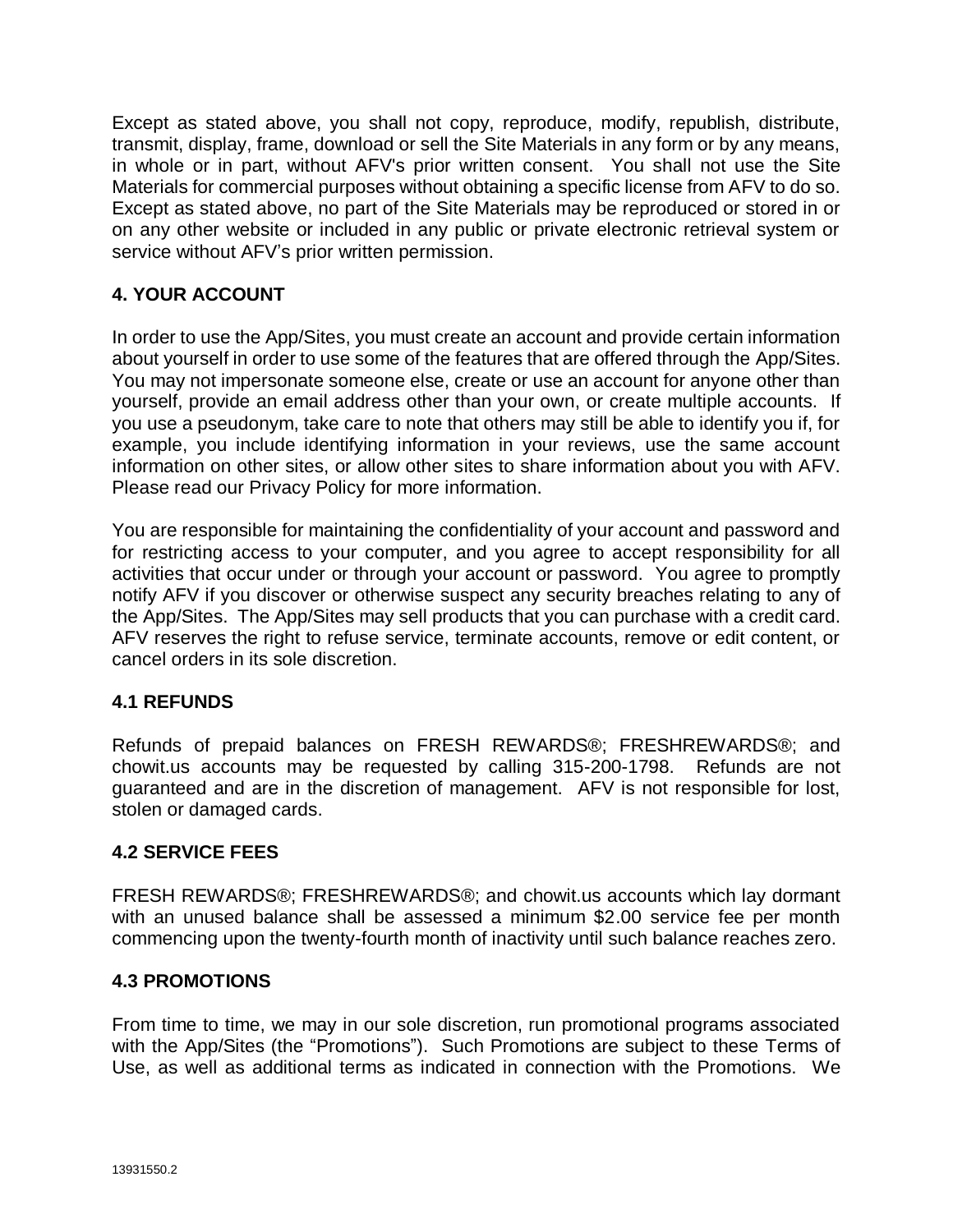Except as stated above, you shall not copy, reproduce, modify, republish, distribute, transmit, display, frame, download or sell the Site Materials in any form or by any means, in whole or in part, without AFV's prior written consent. You shall not use the Site Materials for commercial purposes without obtaining a specific license from AFV to do so. Except as stated above, no part of the Site Materials may be reproduced or stored in or on any other website or included in any public or private electronic retrieval system or service without AFV's prior written permission.

## 4. YOUR ACCOUNT

In order to use the App/Sites, you must create an account and provide certain information about yourself in order to use some of the features that are offered through the App/Sites. You may not impersonate someone else, create or use an account for anyone other than yourself, provide an email address other than your own, or create multiple accounts. If you use a pseudonym, take care to note that others may still be able to identify you if, for example, you include identifying information in your reviews, use the same account information on other sites, or allow other sites to share information about you with AFV. Please read our Privacy Policy for more information.

You are responsible for maintaining the confidentiality of your account and password and for restricting access to your computer, and you agree to accept responsibility for all activities that occur under or through your account or password. You agree to promptly notify AFV if you discover or otherwise suspect any security breaches relating to any of the App/Sites. The App/Sites may sell products that you can purchase with a credit card. AFV reserves the right to refuse service, terminate accounts, remove or edit content, or cancel orders in its sole discretion.

### 4.1 REFUNDS

Refunds of prepaid balances on FRESH REWARDS®; FRESHREWARDS®; and chowit.us accounts may be requested by calling 315-200-1798. Refunds are not guaranteed and are in the discretion of management. AFV is not responsible for lost, stolen or damaged cards.

### 4.2 SERVICE FEES

FRESH REWARDS®; FRESHREWARDS®; and chowit.us accounts which lay dormant with an unused balance shall be assessed a minimum $2.00 service fee per month commencing upon the twenty-fourth month of inactivity until such balance reaches zero.

### 4.3 PROMOTIONS

From time to time, we may in our sole discretion, run promotional programs associated with the App/Sites (the "Promotions"). Such Promotions are subject to these Terms of Use, as well as additional terms as indicated in connection with the Promotions. We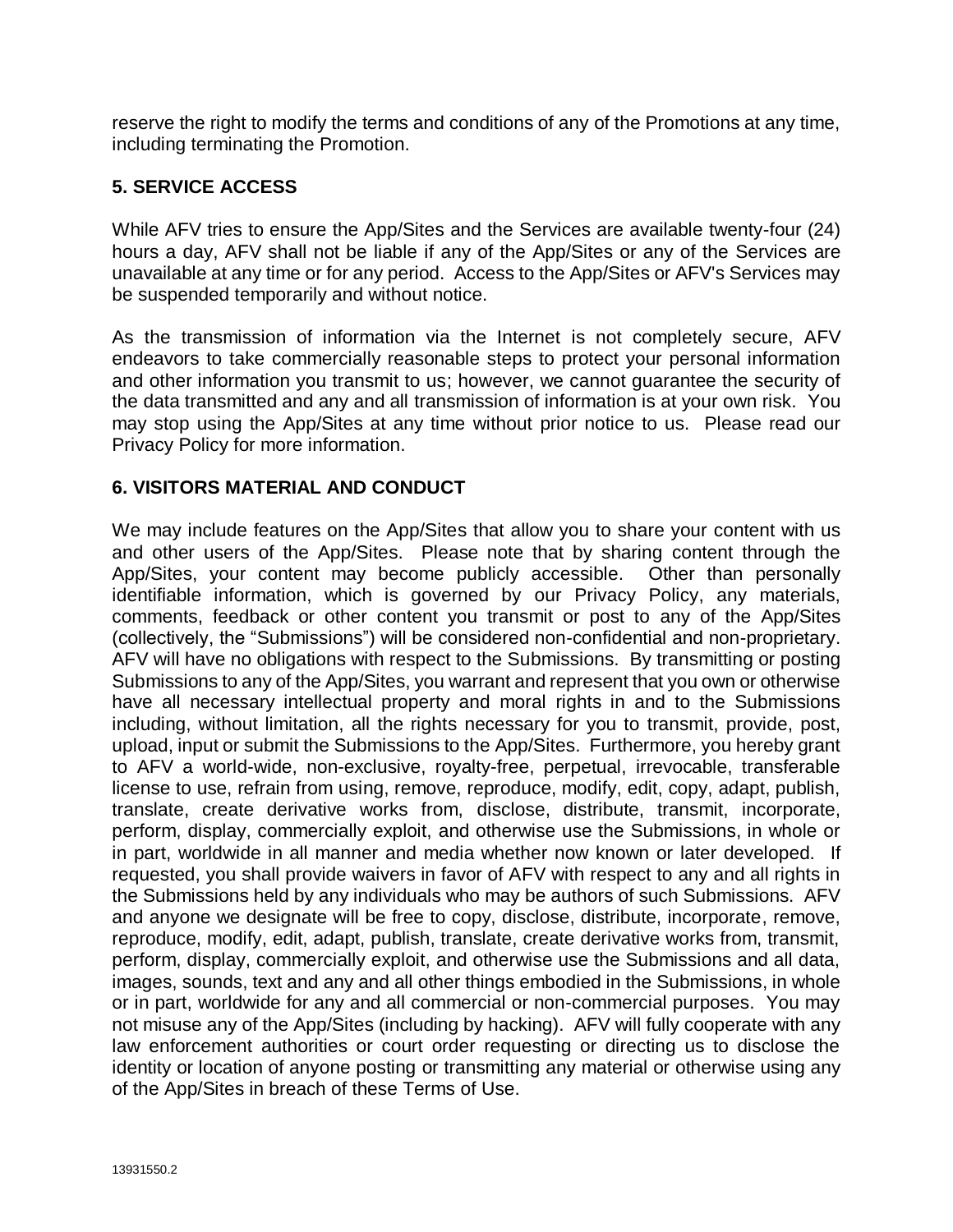reserve the right to modify the terms and conditions of any of the Promotions at any time, including terminating the Promotion.

## 5. SERVICE ACCESS

While AFV tries to ensure the App/Sites and the Services are available twenty-four (24) hours a day, AFV shall not be liable if any of the App/Sites or any of the Services are unavailable at any time or for any period. Access to the App/Sites or AFV's Services may be suspended temporarily and without notice.

As the transmission of information via the Internet is not completely secure, AFV endeavors to take commercially reasonable steps to protect your personal information and other information you transmit to us; however, we cannot guarantee the security of the data transmitted and any and all transmission of information is at your own risk. You may stop using the App/Sites at any time without prior notice to us. Please read our Privacy Policy for more information.

## 6. VISITORS MATERIAL AND CONDUCT

We may include features on the App/Sites that allow you to share your content with us and other users of the App/Sites. Please note that by sharing content through the App/Sites, your content may become publicly accessible. Other than personally identifiable information, which is governed by our Privacy Policy, any materials, comments, feedback or other content you transmit or post to any of the App/Sites (collectively, the "Submissions") will be considered non-confidential and non-proprietary. AFV will have no obligations with respect to the Submissions. By transmitting or posting Submissions to any of the App/Sites, you warrant and represent that you own or otherwise have all necessary intellectual property and moral rights in and to the Submissions including, without limitation, all the rights necessary for you to transmit, provide, post, upload, input or submit the Submissions to the App/Sites. Furthermore, you hereby grant to AFV a world-wide, non-exclusive, royalty-free, perpetual, irrevocable, transferable license to use, refrain from using, remove, reproduce, modify, edit, copy, adapt, publish, translate, create derivative works from, disclose, distribute, transmit, incorporate, perform, display, commercially exploit, and otherwise use the Submissions, in whole or in part, worldwide in all manner and media whether now known or later developed. If requested, you shall provide waivers in favor of AFV with respect to any and all rights in the Submissions held by any individuals who may be authors of such Submissions. AFV and anyone we designate will be free to copy, disclose, distribute, incorporate, remove, reproduce, modify, edit, adapt, publish, translate, create derivative works from, transmit, perform, display, commercially exploit, and otherwise use the Submissions and all data, images, sounds, text and any and all other things embodied in the Submissions, in whole or in part, worldwide for any and all commercial or non-commercial purposes. You may not misuse any of the App/Sites (including by hacking). AFV will fully cooperate with any law enforcement authorities or court order requesting or directing us to disclose the identity or location of anyone posting or transmitting any material or otherwise using any of the App/Sites in breach of these Terms of Use.

13931550.2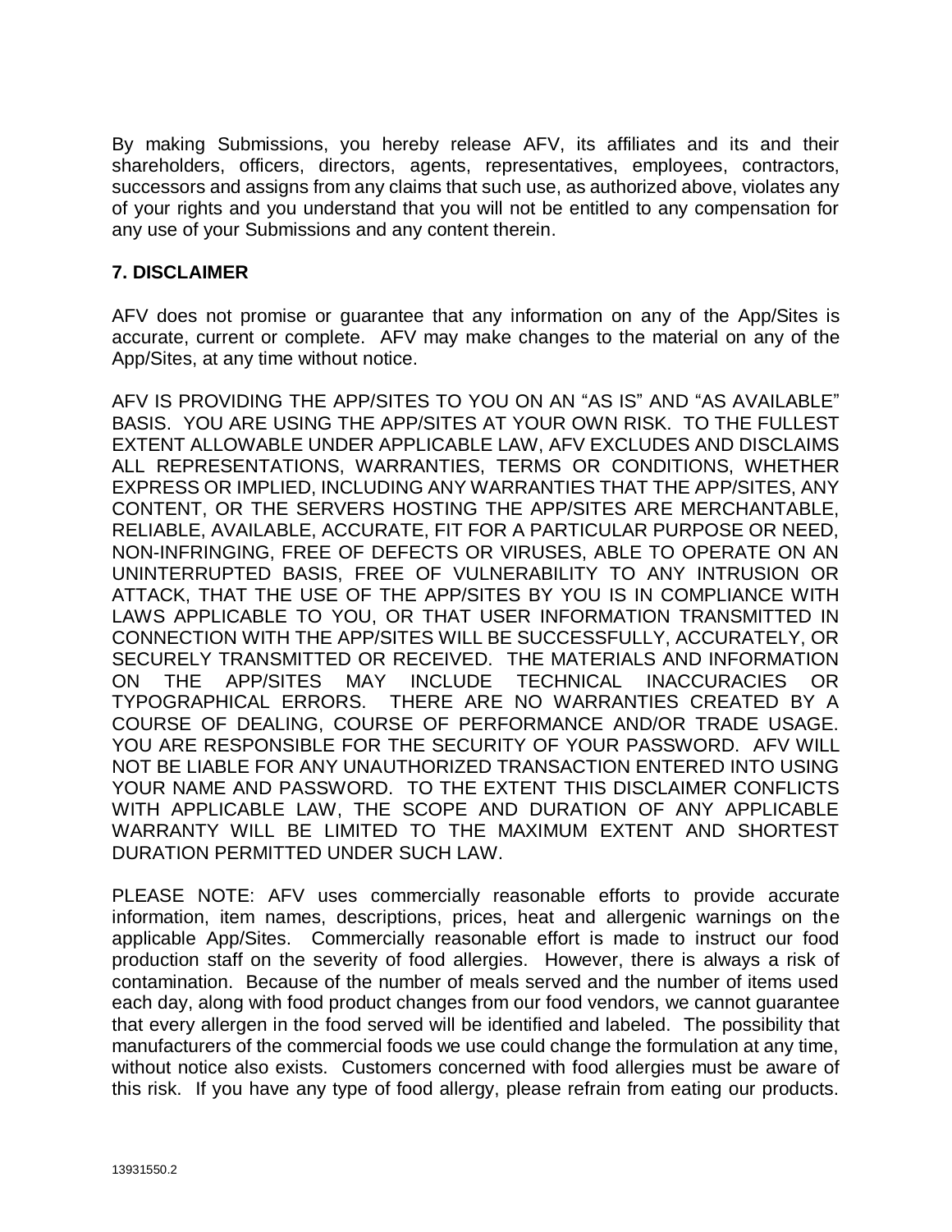By making Submissions, you hereby release AFV, its affiliates and its and their shareholders, officers, directors, agents, representatives, employees, contractors, successors and assigns from any claims that such use, as authorized above, violates any of your rights and you understand that you will not be entitled to any compensation for any use of your Submissions and any content therein.

## 7. DISCLAIMER

AFV does not promise or guarantee that any information on any of the App/Sites is accurate, current or complete. AFV may make changes to the material on any of the App/Sites, at any time without notice.

AFV IS PROVIDING THE APP/SITES TO YOU ON AN "AS IS" AND "AS AVAILABLE" BASIS. YOU ARE USING THE APP/SITES AT YOUR OWN RISK. TO THE FULLEST EXTENT ALLOWABLE UNDER APPLICABLE LAW, AFV EXCLUDES AND DISCLAIMS ALL REPRESENTATIONS, WARRANTIES, TERMS OR CONDITIONS, WHETHER EXPRESS OR IMPLIED, INCLUDING ANY WARRANTIES THAT THE APP/SITES, ANY CONTENT, OR THE SERVERS HOSTING THE APP/SITES ARE MERCHANTABLE, RELIABLE, AVAILABLE, ACCURATE, FIT FOR A PARTICULAR PURPOSE OR NEED, NON-INFRINGING, FREE OF DEFECTS OR VIRUSES, ABLE TO OPERATE ON AN UNINTERRUPTED BASIS, FREE OF VULNERABILITY TO ANY INTRUSION OR ATTACK, THAT THE USE OF THE APP/SITES BY YOU IS IN COMPLIANCE WITH LAWS APPLICABLE TO YOU, OR THAT USER INFORMATION TRANSMITTED IN CONNECTION WITH THE APP/SITES WILL BE SUCCESSFULLY, ACCURATELY, OR SECURELY TRANSMITTED OR RECEIVED. THE MATERIALS AND INFORMATION ON THE APP/SITES MAY INCLUDE TECHNICAL INACCURACIES OR TYPOGRAPHICAL ERRORS. THERE ARE NO WARRANTIES CREATED BY A COURSE OF DEALING, COURSE OF PERFORMANCE AND/OR TRADE USAGE. YOU ARE RESPONSIBLE FOR THE SECURITY OF YOUR PASSWORD. AFV WILL NOT BE LIABLE FOR ANY UNAUTHORIZED TRANSACTION ENTERED INTO USING YOUR NAME AND PASSWORD. TO THE EXTENT THIS DISCLAIMER CONFLICTS WITH APPLICABLE LAW, THE SCOPE AND DURATION OF ANY APPLICABLE WARRANTY WILL BE LIMITED TO THE MAXIMUM EXTENT AND SHORTEST DURATION PERMITTED UNDER SUCH LAW.

PLEASE NOTE: AFV uses commercially reasonable efforts to provide accurate information, item names, descriptions, prices, heat and allergenic warnings on the applicable App/Sites. Commercially reasonable effort is made to instruct our food production staff on the severity of food allergies. However, there is always a risk of contamination. Because of the number of meals served and the number of items used each day, along with food product changes from our food vendors, we cannot guarantee that every allergen in the food served will be identified and labeled. The possibility that manufacturers of the commercial foods we use could change the formulation at any time, without notice also exists. Customers concerned with food allergies must be aware of this risk. If you have any type of food allergy, please refrain from eating our products.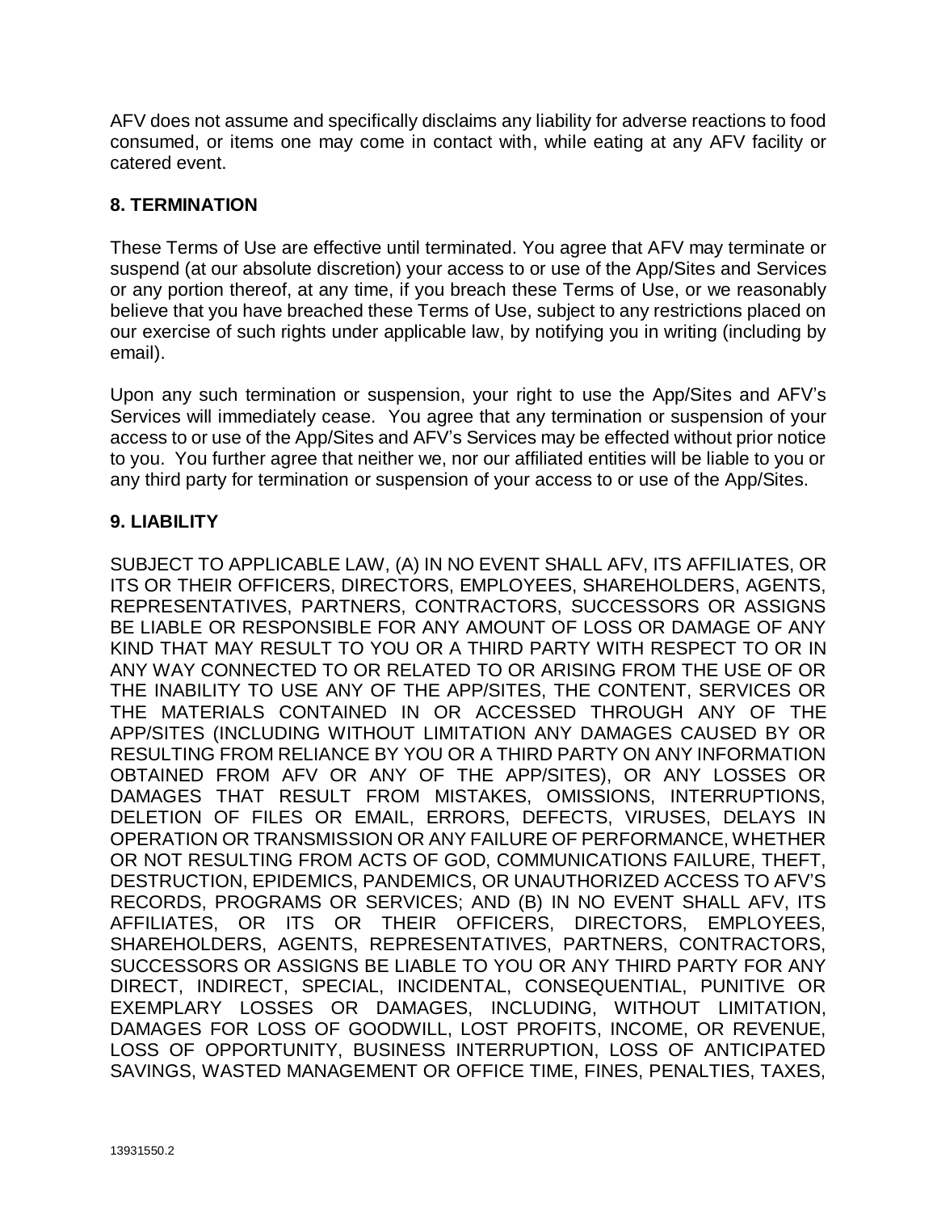AFV does not assume and specifically disclaims any liability for adverse reactions to food consumed, or items one may come in contact with, while eating at any AFV facility or catered event.

## 8. TERMINATION

These Terms of Use are effective until terminated. You agree that AFV may terminate or suspend (at our absolute discretion) your access to or use of the App/Sites and Services or any portion thereof, at any time, if you breach these Terms of Use, or we reasonably believe that you have breached these Terms of Use, subject to any restrictions placed on our exercise of such rights under applicable law, by notifying you in writing (including by email).

Upon any such termination or suspension, your right to use the App/Sites and AFV's Services will immediately cease. You agree that any termination or suspension of your access to or use of the App/Sites and AFV's Services may be effected without prior notice to you. You further agree that neither we, nor our affiliated entities will be liable to you or any third party for termination or suspension of your access to or use of the App/Sites.

## 9. LIABILITY

SUBJECT TO APPLICABLE LAW, (A) IN NO EVENT SHALL AFV, ITS AFFILIATES, OR ITS OR THEIR OFFICERS, DIRECTORS, EMPLOYEES, SHAREHOLDERS, AGENTS, REPRESENTATIVES, PARTNERS, CONTRACTORS, SUCCESSORS OR ASSIGNS BE LIABLE OR RESPONSIBLE FOR ANY AMOUNT OF LOSS OR DAMAGE OF ANY KIND THAT MAY RESULT TO YOU OR A THIRD PARTY WITH RESPECT TO OR IN ANY WAY CONNECTED TO OR RELATED TO OR ARISING FROM THE USE OF OR THE INABILITY TO USE ANY OF THE APP/SITES, THE CONTENT, SERVICES OR THE MATERIALS CONTAINED IN OR ACCESSED THROUGH ANY OF THE APP/SITES (INCLUDING WITHOUT LIMITATION ANY DAMAGES CAUSED BY OR RESULTING FROM RELIANCE BY YOU OR A THIRD PARTY ON ANY INFORMATION OBTAINED FROM AFV OR ANY OF THE APP/SITES), OR ANY LOSSES OR DAMAGES THAT RESULT FROM MISTAKES, OMISSIONS, INTERRUPTIONS, DELETION OF FILES OR EMAIL, ERRORS, DEFECTS, VIRUSES, DELAYS IN OPERATION OR TRANSMISSION OR ANY FAILURE OF PERFORMANCE, WHETHER OR NOT RESULTING FROM ACTS OF GOD, COMMUNICATIONS FAILURE, THEFT, DESTRUCTION, EPIDEMICS, PANDEMICS, OR UNAUTHORIZED ACCESS TO AFV'S RECORDS, PROGRAMS OR SERVICES; AND (B) IN NO EVENT SHALL AFV, ITS AFFILIATES, OR ITS OR THEIR OFFICERS, DIRECTORS, EMPLOYEES, SHAREHOLDERS, AGENTS, REPRESENTATIVES, PARTNERS, CONTRACTORS, SUCCESSORS OR ASSIGNS BE LIABLE TO YOU OR ANY THIRD PARTY FOR ANY DIRECT, INDIRECT, SPECIAL, INCIDENTAL, CONSEQUENTIAL, PUNITIVE OR EXEMPLARY LOSSES OR DAMAGES, INCLUDING, WITHOUT LIMITATION, DAMAGES FOR LOSS OF GOODWILL, LOST PROFITS, INCOME, OR REVENUE, LOSS OF OPPORTUNITY, BUSINESS INTERRUPTION, LOSS OF ANTICIPATED SAVINGS, WASTED MANAGEMENT OR OFFICE TIME, FINES, PENALTIES, TAXES,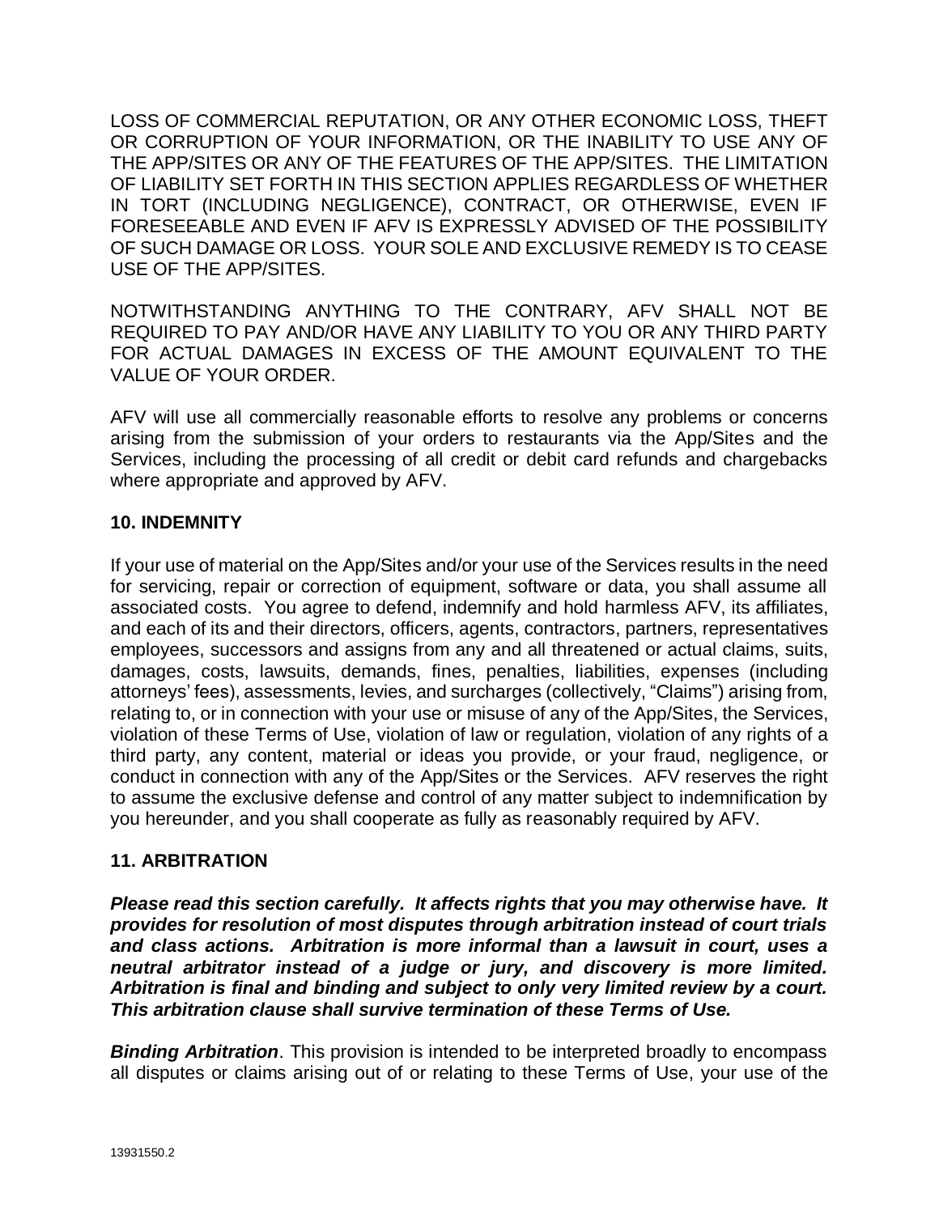LOSS OF COMMERCIAL REPUTATION, OR ANY OTHER ECONOMIC LOSS, THEFT OR CORRUPTION OF YOUR INFORMATION, OR THE INABILITY TO USE ANY OF THE APP/SITES OR ANY OF THE FEATURES OF THE APP/SITES. THE LIMITATION OF LIABILITY SET FORTH IN THIS SECTION APPLIES REGARDLESS OF WHETHER IN TORT (INCLUDING NEGLIGENCE), CONTRACT, OR OTHERWISE, EVEN IF FORESEEABLE AND EVEN IF AFV IS EXPRESSLY ADVISED OF THE POSSIBILITY OF SUCH DAMAGE OR LOSS. YOUR SOLE AND EXCLUSIVE REMEDY IS TO CEASE USE OF THE APP/SITES.

NOTWITHSTANDING ANYTHING TO THE CONTRARY, AFV SHALL NOT BE REQUIRED TO PAY AND/OR HAVE ANY LIABILITY TO YOU OR ANY THIRD PARTY FOR ACTUAL DAMAGES IN EXCESS OF THE AMOUNT EQUIVALENT TO THE VALUE OF YOUR ORDER.

AFV will use all commercially reasonable efforts to resolve any problems or concerns arising from the submission of your orders to restaurants via the App/Sites and the Services, including the processing of all credit or debit card refunds and chargebacks where appropriate and approved by AFV.

## 10. INDEMNITY

If your use of material on the App/Sites and/or your use of the Services results in the need for servicing, repair or correction of equipment, software or data, you shall assume all associated costs. You agree to defend, indemnify and hold harmless AFV, its affiliates, and each of its and their directors, officers, agents, contractors, partners, representatives employees, successors and assigns from any and all threatened or actual claims, suits, damages, costs, lawsuits, demands, fines, penalties, liabilities, expenses (including attorneys' fees), assessments, levies, and surcharges (collectively, "Claims") arising from, relating to, or in connection with your use or misuse of any of the App/Sites, the Services, violation of these Terms of Use, violation of law or regulation, violation of any rights of a third party, any content, material or ideas you provide, or your fraud, negligence, or conduct in connection with any of the App/Sites or the Services. AFV reserves the right to assume the exclusive defense and control of any matter subject to indemnification by you hereunder, and you shall cooperate as fully as reasonably required by AFV.

## 11. ARBITRATION

***Please read this section carefully. It affects rights that you may otherwise have. It provides for resolution of most disputes through arbitration instead of court trials and class actions. Arbitration is more informal than a lawsuit in court, uses a neutral arbitrator instead of a judge or jury, and discovery is more limited. Arbitration is final and binding and subject to only very limited review by a court. This arbitration clause shall survive termination of these Terms of Use.***

***Binding Arbitration***. This provision is intended to be interpreted broadly to encompass all disputes or claims arising out of or relating to these Terms of Use, your use of the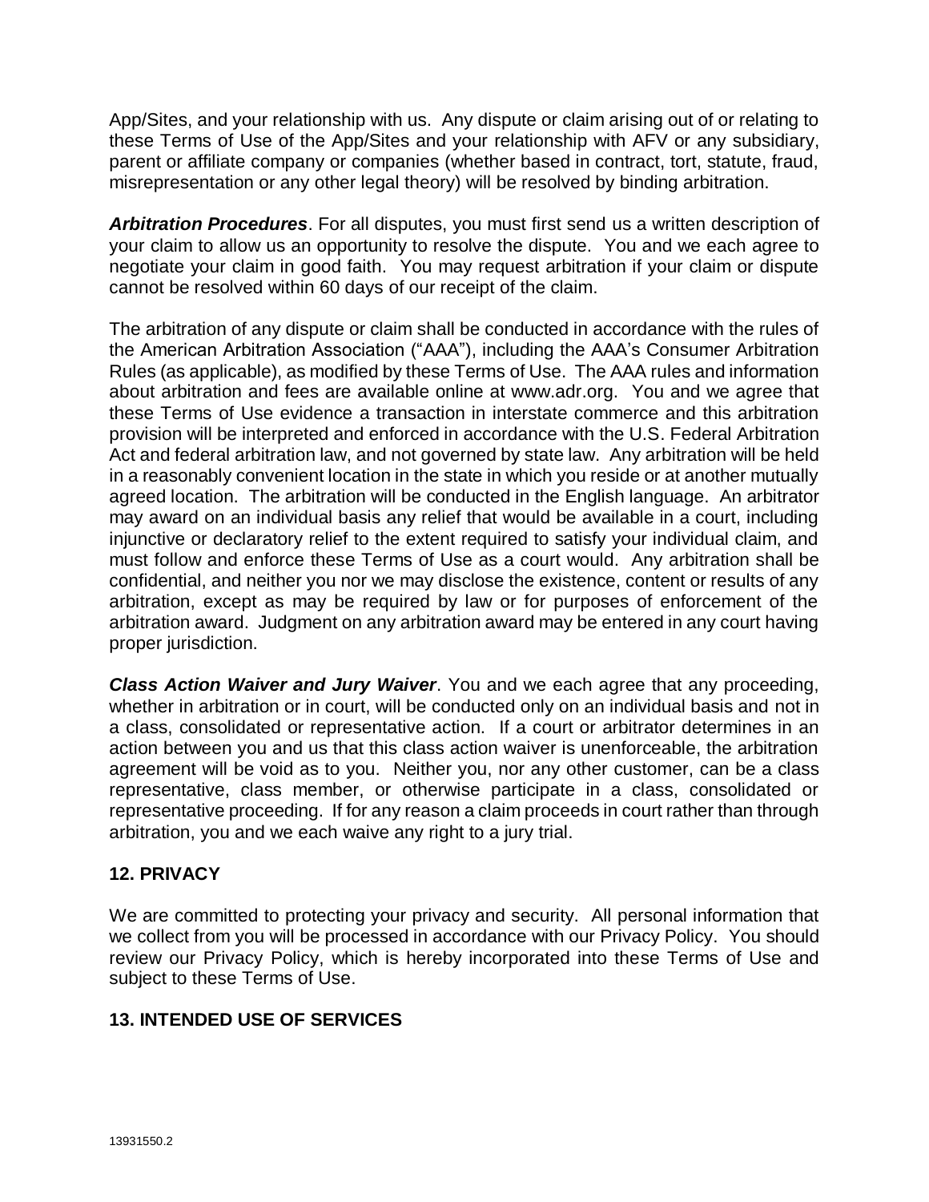App/Sites, and your relationship with us. Any dispute or claim arising out of or relating to these Terms of Use of the App/Sites and your relationship with AFV or any subsidiary, parent or affiliate company or companies (whether based in contract, tort, statute, fraud, misrepresentation or any other legal theory) will be resolved by binding arbitration.

***Arbitration Procedures***. For all disputes, you must first send us a written description of your claim to allow us an opportunity to resolve the dispute. You and we each agree to negotiate your claim in good faith. You may request arbitration if your claim or dispute cannot be resolved within 60 days of our receipt of the claim.

The arbitration of any dispute or claim shall be conducted in accordance with the rules of the American Arbitration Association ("AAA"), including the AAA's Consumer Arbitration Rules (as applicable), as modified by these Terms of Use. The AAA rules and information about arbitration and fees are available online at www.adr.org. You and we agree that these Terms of Use evidence a transaction in interstate commerce and this arbitration provision will be interpreted and enforced in accordance with the U.S. Federal Arbitration Act and federal arbitration law, and not governed by state law. Any arbitration will be held in a reasonably convenient location in the state in which you reside or at another mutually agreed location. The arbitration will be conducted in the English language. An arbitrator may award on an individual basis any relief that would be available in a court, including injunctive or declaratory relief to the extent required to satisfy your individual claim, and must follow and enforce these Terms of Use as a court would. Any arbitration shall be confidential, and neither you nor we may disclose the existence, content or results of any arbitration, except as may be required by law or for purposes of enforcement of the arbitration award. Judgment on any arbitration award may be entered in any court having proper jurisdiction.

***Class Action Waiver and Jury Waiver***. You and we each agree that any proceeding, whether in arbitration or in court, will be conducted only on an individual basis and not in a class, consolidated or representative action. If a court or arbitrator determines in an action between you and us that this class action waiver is unenforceable, the arbitration agreement will be void as to you. Neither you, nor any other customer, can be a class representative, class member, or otherwise participate in a class, consolidated or representative proceeding. If for any reason a claim proceeds in court rather than through arbitration, you and we each waive any right to a jury trial.

## 12. PRIVACY

We are committed to protecting your privacy and security. All personal information that we collect from you will be processed in accordance with our Privacy Policy. You should review our Privacy Policy, which is hereby incorporated into these Terms of Use and subject to these Terms of Use.

## 13. INTENDED USE OF SERVICES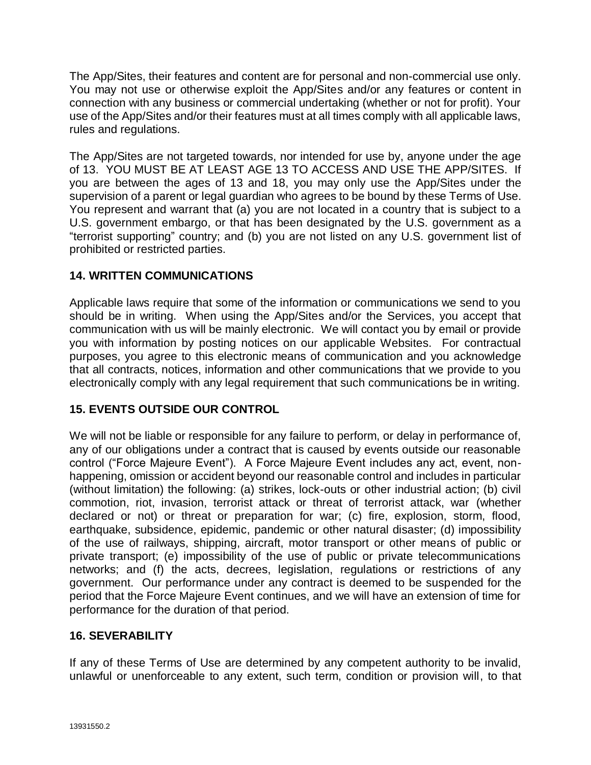The App/Sites, their features and content are for personal and non-commercial use only. You may not use or otherwise exploit the App/Sites and/or any features or content in connection with any business or commercial undertaking (whether or not for profit). Your use of the App/Sites and/or their features must at all times comply with all applicable laws, rules and regulations.

The App/Sites are not targeted towards, nor intended for use by, anyone under the age of 13. YOU MUST BE AT LEAST AGE 13 TO ACCESS AND USE THE APP/SITES. If you are between the ages of 13 and 18, you may only use the App/Sites under the supervision of a parent or legal guardian who agrees to be bound by these Terms of Use. You represent and warrant that (a) you are not located in a country that is subject to a U.S. government embargo, or that has been designated by the U.S. government as a "terrorist supporting" country; and (b) you are not listed on any U.S. government list of prohibited or restricted parties.

## 14. WRITTEN COMMUNICATIONS

Applicable laws require that some of the information or communications we send to you should be in writing. When using the App/Sites and/or the Services, you accept that communication with us will be mainly electronic. We will contact you by email or provide you with information by posting notices on our applicable Websites. For contractual purposes, you agree to this electronic means of communication and you acknowledge that all contracts, notices, information and other communications that we provide to you electronically comply with any legal requirement that such communications be in writing.

## 15. EVENTS OUTSIDE OUR CONTROL

We will not be liable or responsible for any failure to perform, or delay in performance of, any of our obligations under a contract that is caused by events outside our reasonable control ("Force Majeure Event"). A Force Majeure Event includes any act, event, non-happening, omission or accident beyond our reasonable control and includes in particular (without limitation) the following: (a) strikes, lock-outs or other industrial action; (b) civil commotion, riot, invasion, terrorist attack or threat of terrorist attack, war (whether declared or not) or threat or preparation for war; (c) fire, explosion, storm, flood, earthquake, subsidence, epidemic, pandemic or other natural disaster; (d) impossibility of the use of railways, shipping, aircraft, motor transport or other means of public or private transport; (e) impossibility of the use of public or private telecommunications networks; and (f) the acts, decrees, legislation, regulations or restrictions of any government. Our performance under any contract is deemed to be suspended for the period that the Force Majeure Event continues, and we will have an extension of time for performance for the duration of that period.

## 16. SEVERABILITY

If any of these Terms of Use are determined by any competent authority to be invalid, unlawful or unenforceable to any extent, such term, condition or provision will, to that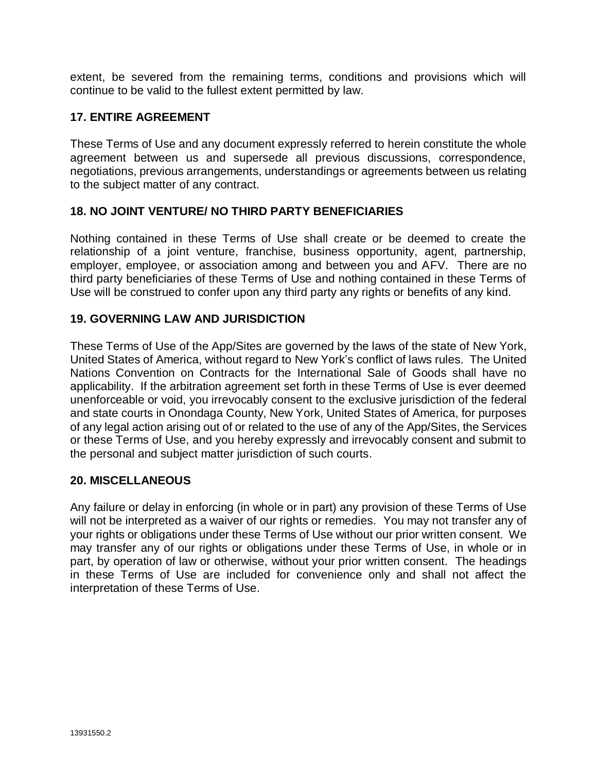extent, be severed from the remaining terms, conditions and provisions which will continue to be valid to the fullest extent permitted by law.

## 17. ENTIRE AGREEMENT

These Terms of Use and any document expressly referred to herein constitute the whole agreement between us and supersede all previous discussions, correspondence, negotiations, previous arrangements, understandings or agreements between us relating to the subject matter of any contract.

## 18. NO JOINT VENTURE/ NO THIRD PARTY BENEFICIARIES

Nothing contained in these Terms of Use shall create or be deemed to create the relationship of a joint venture, franchise, business opportunity, agent, partnership, employer, employee, or association among and between you and AFV. There are no third party beneficiaries of these Terms of Use and nothing contained in these Terms of Use will be construed to confer upon any third party any rights or benefits of any kind.

## 19. GOVERNING LAW AND JURISDICTION

These Terms of Use of the App/Sites are governed by the laws of the state of New York, United States of America, without regard to New York's conflict of laws rules. The United Nations Convention on Contracts for the International Sale of Goods shall have no applicability. If the arbitration agreement set forth in these Terms of Use is ever deemed unenforceable or void, you irrevocably consent to the exclusive jurisdiction of the federal and state courts in Onondaga County, New York, United States of America, for purposes of any legal action arising out of or related to the use of any of the App/Sites, the Services or these Terms of Use, and you hereby expressly and irrevocably consent and submit to the personal and subject matter jurisdiction of such courts.

## 20. MISCELLANEOUS

Any failure or delay in enforcing (in whole or in part) any provision of these Terms of Use will not be interpreted as a waiver of our rights or remedies. You may not transfer any of your rights or obligations under these Terms of Use without our prior written consent. We may transfer any of our rights or obligations under these Terms of Use, in whole or in part, by operation of law or otherwise, without your prior written consent. The headings in these Terms of Use are included for convenience only and shall not affect the interpretation of these Terms of Use.